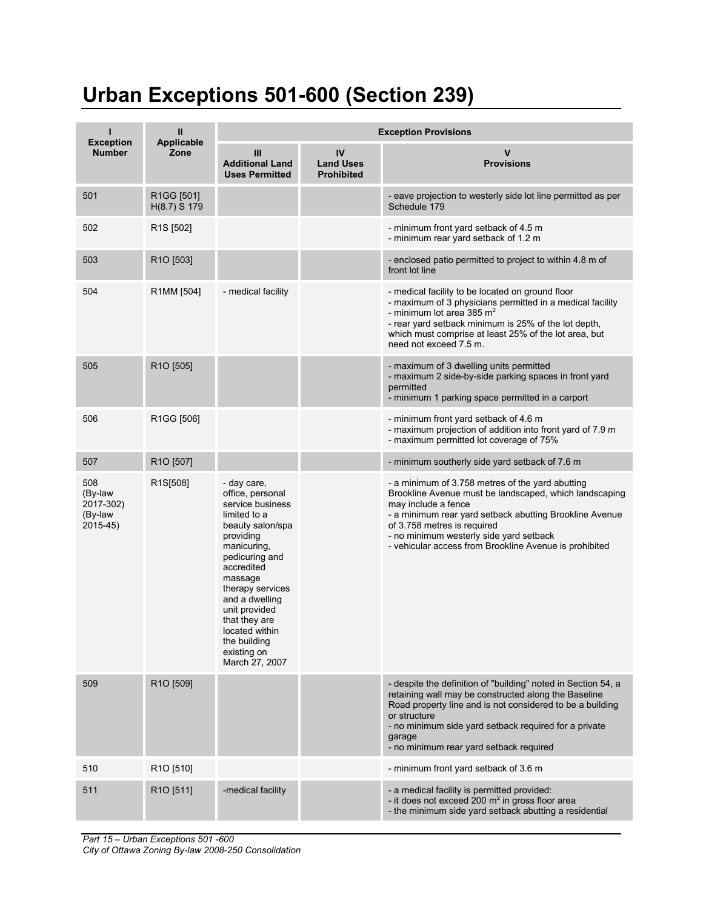# Urban Exceptions 501-600 (Section 239)

| I<br>Exception Number | II<br>Applicable Zone | Exception Provisions | | |
|---|---|---|---|---|
| | | III<br>Additional Land Uses Permitted | IV<br>Land Uses Prohibited | V<br>Provisions |
| 501 | R1GG [501] H(8.7) S 179 | | | - eave projection to westerly side lot line permitted as per Schedule 179 |
| 502 | R1S [502] | | | - minimum front yard setback of 4.5 m<br>- minimum rear yard setback of 1.2 m |
| 503 | R1O [503] | | | - enclosed patio permitted to project to within 4.8 m of front lot line |
| 504 | R1MM [504] | - medical facility | | - medical facility to be located on ground floor<br>- maximum of 3 physicians permitted in a medical facility<br>- minimum lot area 385 $m^2$<br>- rear yard setback minimum is 25% of the lot depth, which must comprise at least 25% of the lot area, but need not exceed 7.5 m. |
| 505 | R1O [505] | | | - maximum of 3 dwelling units permitted<br>- maximum 2 side-by-side parking spaces in front yard permitted<br>- minimum 1 parking space permitted in a carport |
| 506 | R1GG [506] | | | - minimum front yard setback of 4.6 m<br>- maximum projection of addition into front yard of 7.9 m<br>- maximum permitted lot coverage of 75% |
| 507 | R1O [507] | | | - minimum southerly side yard setback of 7.6 m |
| 508 (By-law 2017-302) (By-law 2015-45) | R1S[508] | - day care, office, personal service business limited to a beauty salon/spa providing manicuring, pedicuring and accredited massage therapy services and a dwelling unit provided that they are located within the building existing on March 27, 2007 | | - a minimum of 3.758 metres of the yard abutting Brookline Avenue must be landscaped, which landscaping may include a fence<br>- a minimum rear yard setback abutting Brookline Avenue of 3.758 metres is required<br>- no minimum westerly side yard setback<br>- vehicular access from Brookline Avenue is prohibited |
| 509 | R1O [509] | | | - despite the definition of "building" noted in Section 54, a retaining wall may be constructed along the Baseline Road property line and is not considered to be a building or structure<br>- no minimum side yard setback required for a private garage<br>- no minimum rear yard setback required |
| 510 | R1O [510] | | | - minimum front yard setback of 3.6 m |
| 511 | R1O [511] | -medical facility | | - a medical facility is permitted provided:<br>- it does not exceed 200 $m^2$ in gross floor area<br>- the minimum side yard setback abutting a residential |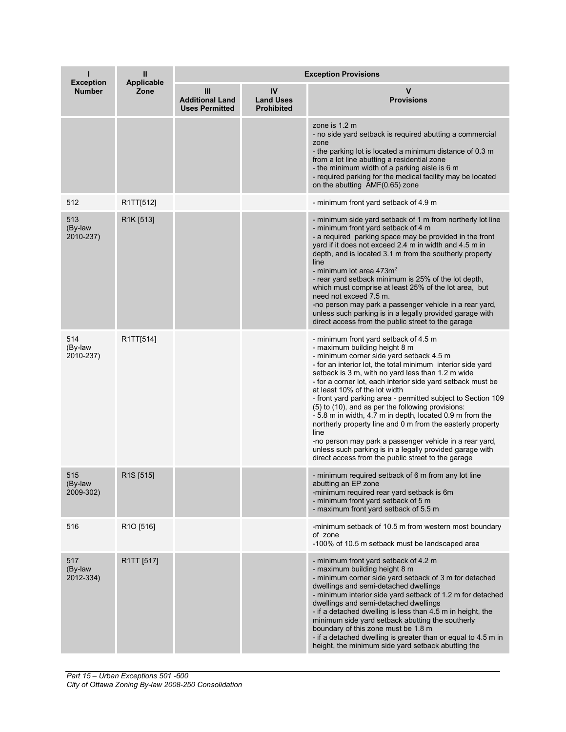| I<br>Exception Number | II<br>Applicable Zone | Exception Provisions | | |
|---|---|---|---|---|
| | | III<br>Additional Land Uses Permitted | IV<br>Land Uses Prohibited | V<br>Provisions |
| | | | | zone is 1.2 m<br>- no side yard setback is required abutting a commercial zone<br>- the parking lot is located a minimum distance of 0.3 m from a lot line abutting a residential zone<br>- the minimum width of a parking aisle is 6 m<br>- required parking for the medical facility may be located on the abutting AMF(0.65) zone |
| 512 | R1TT[512] | | | - minimum front yard setback of 4.9 m |
| 513<br>(By-law 2010-237) | R1K [513] | | | - minimum side yard setback of 1 m from northerly lot line<br>- minimum front yard setback of 4 m<br>- a required parking space may be provided in the front yard if it does not exceed 2.4 m in width and 4.5 m in depth, and is located 3.1 m from the southerly property line<br>- minimum lot area 473m$^2$<br>- rear yard setback minimum is 25% of the lot depth, which must comprise at least 25% of the lot area, but need not exceed 7.5 m.<br>-no person may park a passenger vehicle in a rear yard, unless such parking is in a legally provided garage with direct access from the public street to the garage |
| 514<br>(By-law 2010-237) | R1TT[514] | | | - minimum front yard setback of 4.5 m<br>- maximum building height 8 m<br>- minimum corner side yard setback 4.5 m<br>- for an interior lot, the total minimum interior side yard setback is 3 m, with no yard less than 1.2 m wide<br>- for a corner lot, each interior side yard setback must be at least 10% of the lot width<br>- front yard parking area - permitted subject to Section 109 (5) to (10), and as per the following provisions:<br>- 5.8 m in width, 4.7 m in depth, located 0.9 m from the northerly property line and 0 m from the easterly property line<br>-no person may park a passenger vehicle in a rear yard, unless such parking is in a legally provided garage with direct access from the public street to the garage |
| 515<br>(By-law 2009-302) | R1S [515] | | | - minimum required setback of 6 m from any lot line abutting an EP zone<br>-minimum required rear yard setback is 6m<br>- minimum front yard setback of 5 m<br>- maximum front yard setback of 5.5 m |
| 516 | R1O [516] | | | -minimum setback of 10.5 m from western most boundary of zone<br>-100% of 10.5 m setback must be landscaped area |
| 517<br>(By-law 2012-334) | R1TT [517] | | | - minimum front yard setback of 4.2 m<br>- maximum building height 8 m<br>- minimum corner side yard setback of 3 m for detached dwellings and semi-detached dwellings<br>- minimum interior side yard setback of 1.2 m for detached dwellings and semi-detached dwellings<br>- if a detached dwelling is less than 4.5 m in height, the minimum side yard setback abutting the southerly boundary of this zone must be 1.8 m<br>- if a detached dwelling is greater than or equal to 4.5 m in height, the minimum side yard setback abutting the |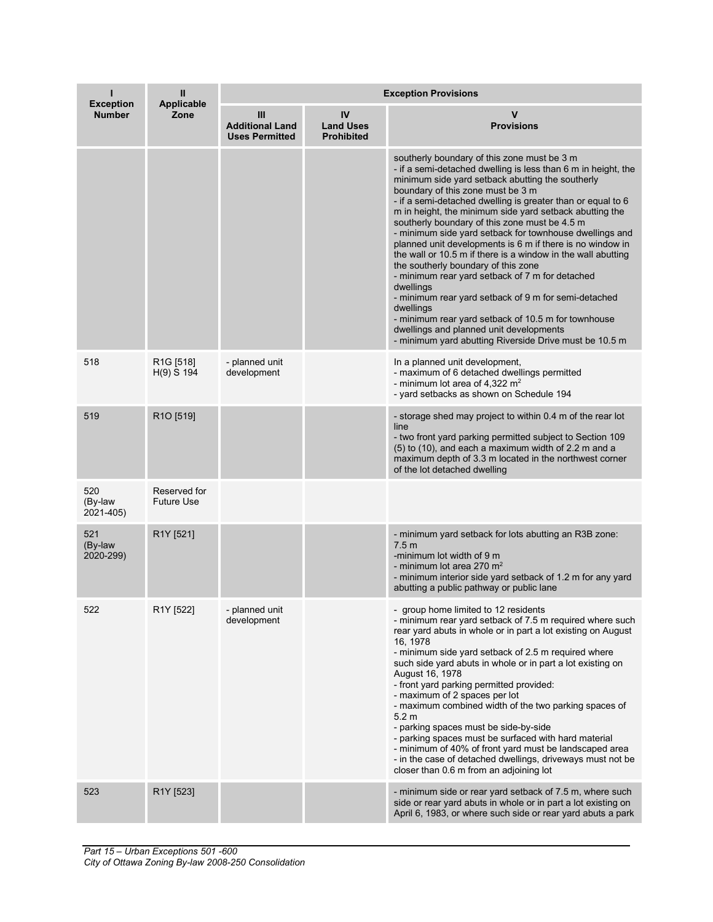| I<br>Exception Number | II<br>Applicable Zone | Exception Provisions | | |
|---|---|---|---|---|
| | | III<br>Additional Land Uses Permitted | IV<br>Land Uses Prohibited | V<br>Provisions |
| | | | | southerly boundary of this zone must be 3 m<br>- if a semi-detached dwelling is less than 6 m in height, the minimum side yard setback abutting the southerly boundary of this zone must be 3 m<br>- if a semi-detached dwelling is greater than or equal to 6 m in height, the minimum side yard setback abutting the southerly boundary of this zone must be 4.5 m<br>- minimum side yard setback for townhouse dwellings and planned unit developments is 6 m if there is no window in the wall or 10.5 m if there is a window in the wall abutting the southerly boundary of this zone<br>- minimum rear yard setback of 7 m for detached dwellings<br>- minimum rear yard setback of 9 m for semi-detached dwellings<br>- minimum rear yard setback of 10.5 m for townhouse dwellings and planned unit developments<br>- minimum yard abutting Riverside Drive must be 10.5 m |
| 518 | R1G [518] H(9) S 194 | - planned unit development | | In a planned unit development,<br>- maximum of 6 detached dwellings permitted<br>- minimum lot area of 4,322 m$^2$<br>- yard setbacks as shown on Schedule 194 |
| 519 | R1O [519] | | | - storage shed may project to within 0.4 m of the rear lot line<br>- two front yard parking permitted subject to Section 109 (5) to (10), and each a maximum width of 2.2 m and a maximum depth of 3.3 m located in the northwest corner of the lot detached dwelling |
| 520 (By-law 2021-405) | Reserved for Future Use | | | |
| 521 (By-law 2020-299) | R1Y [521] | | | - minimum yard setback for lots abutting an R3B zone: 7.5 m<br>-minimum lot width of 9 m<br>- minimum lot area 270 m$^2$<br>- minimum interior side yard setback of 1.2 m for any yard abutting a public pathway or public lane |
| 522 | R1Y [522] | - planned unit development | | - group home limited to 12 residents<br>- minimum rear yard setback of 7.5 m required where such rear yard abuts in whole or in part a lot existing on August 16, 1978<br>- minimum side yard setback of 2.5 m required where such side yard abuts in whole or in part a lot existing on August 16, 1978<br>- front yard parking permitted provided:<br>- maximum of 2 spaces per lot<br>- maximum combined width of the two parking spaces of 5.2 m<br>- parking spaces must be side-by-side<br>- parking spaces must be surfaced with hard material<br>- minimum of 40% of front yard must be landscaped area<br>- in the case of detached dwellings, driveways must not be closer than 0.6 m from an adjoining lot |
| 523 | R1Y [523] | | | - minimum side or rear yard setback of 7.5 m, where such side or rear yard abuts in whole or in part a lot existing on April 6, 1983, or where such side or rear yard abuts a park |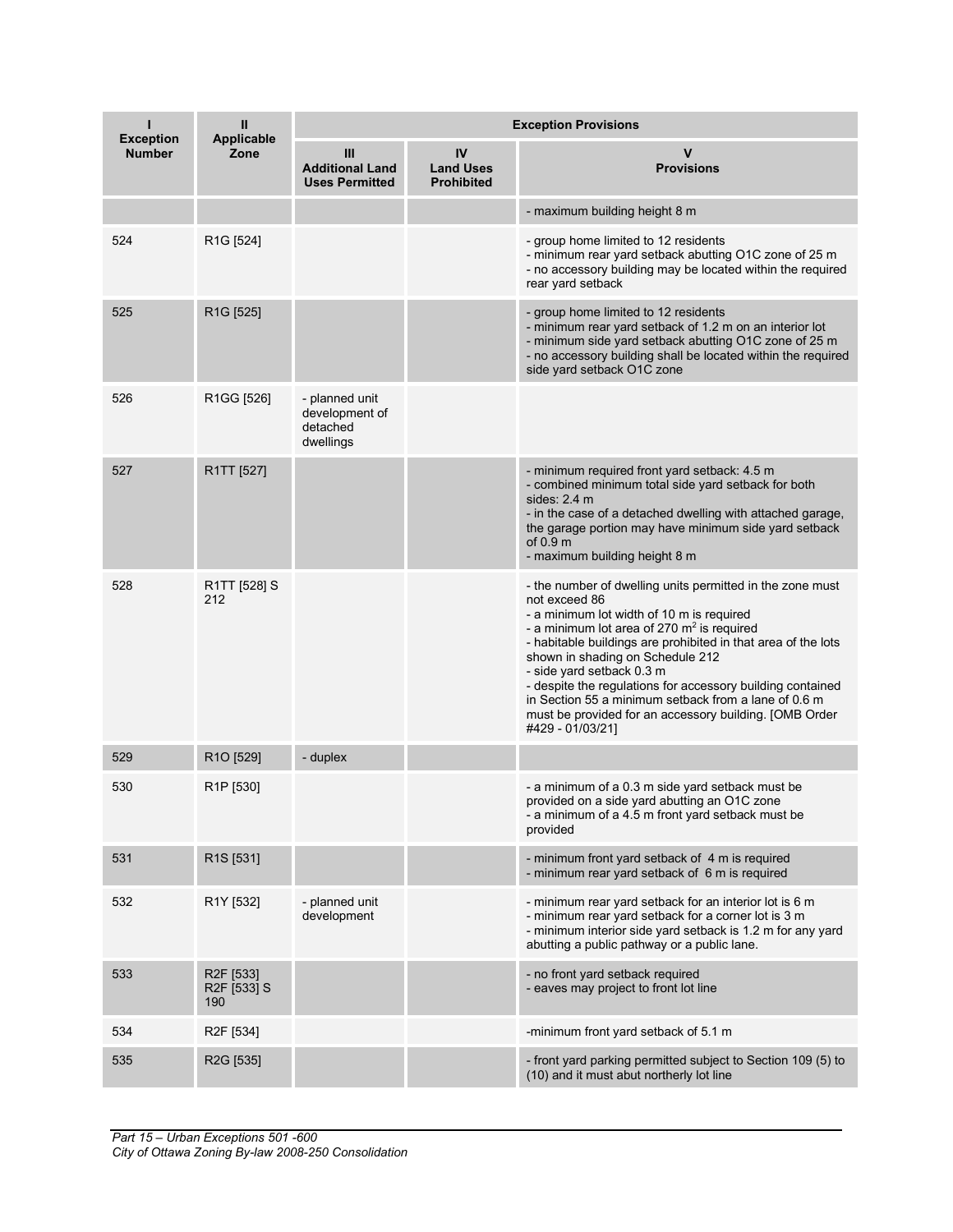| I<br>Exception Number | II<br>Applicable Zone | Exception Provisions | | |
|---|---|---|---|---|
| | | III<br>Additional Land Uses Permitted | IV<br>Land Uses Prohibited | V<br>Provisions |
| | | | | - maximum building height 8 m |
| 524 | R1G [524] | | | - group home limited to 12 residents<br>- minimum rear yard setback abutting O1C zone of 25 m<br>- no accessory building may be located within the required rear yard setback |
| 525 | R1G [525] | | | - group home limited to 12 residents<br>- minimum rear yard setback of 1.2 m on an interior lot<br>- minimum side yard setback abutting O1C zone of 25 m<br>- no accessory building shall be located within the required side yard setback O1C zone |
| 526 | R1GG [526] | - planned unit development of detached dwellings | | |
| 527 | R1TT [527] | | | - minimum required front yard setback: 4.5 m<br>- combined minimum total side yard setback for both sides: 2.4 m<br>- in the case of a detached dwelling with attached garage, the garage portion may have minimum side yard setback of 0.9 m<br>- maximum building height 8 m |
| 528 | R1TT [528] S 212 | | | - the number of dwelling units permitted in the zone must not exceed 86<br>- a minimum lot width of 10 m is required<br>- a minimum lot area of 270 $m^2$ is required<br>- habitable buildings are prohibited in that area of the lots shown in shading on Schedule 212<br>- side yard setback 0.3 m<br>- despite the regulations for accessory building contained in Section 55 a minimum setback from a lane of 0.6 m must be provided for an accessory building. [OMB Order #429 - 01/03/21] |
| 529 | R1O [529] | - duplex | | |
| 530 | R1P [530] | | | - a minimum of a 0.3 m side yard setback must be provided on a side yard abutting an O1C zone<br>- a minimum of a 4.5 m front yard setback must be provided |
| 531 | R1S [531] | | | - minimum front yard setback of 4 m is required<br>- minimum rear yard setback of 6 m is required |
| 532 | R1Y [532] | - planned unit development | | - minimum rear yard setback for an interior lot is 6 m<br>- minimum rear yard setback for a corner lot is 3 m<br>- minimum interior side yard setback is 1.2 m for any yard abutting a public pathway or a public lane. |
| 533 | R2F [533]<br>R2F [533] S 190 | | | - no front yard setback required<br>- eaves may project to front lot line |
| 534 | R2F [534] | | | -minimum front yard setback of 5.1 m |
| 535 | R2G [535] | | | - front yard parking permitted subject to Section 109 (5) to (10) and it must abut northerly lot line |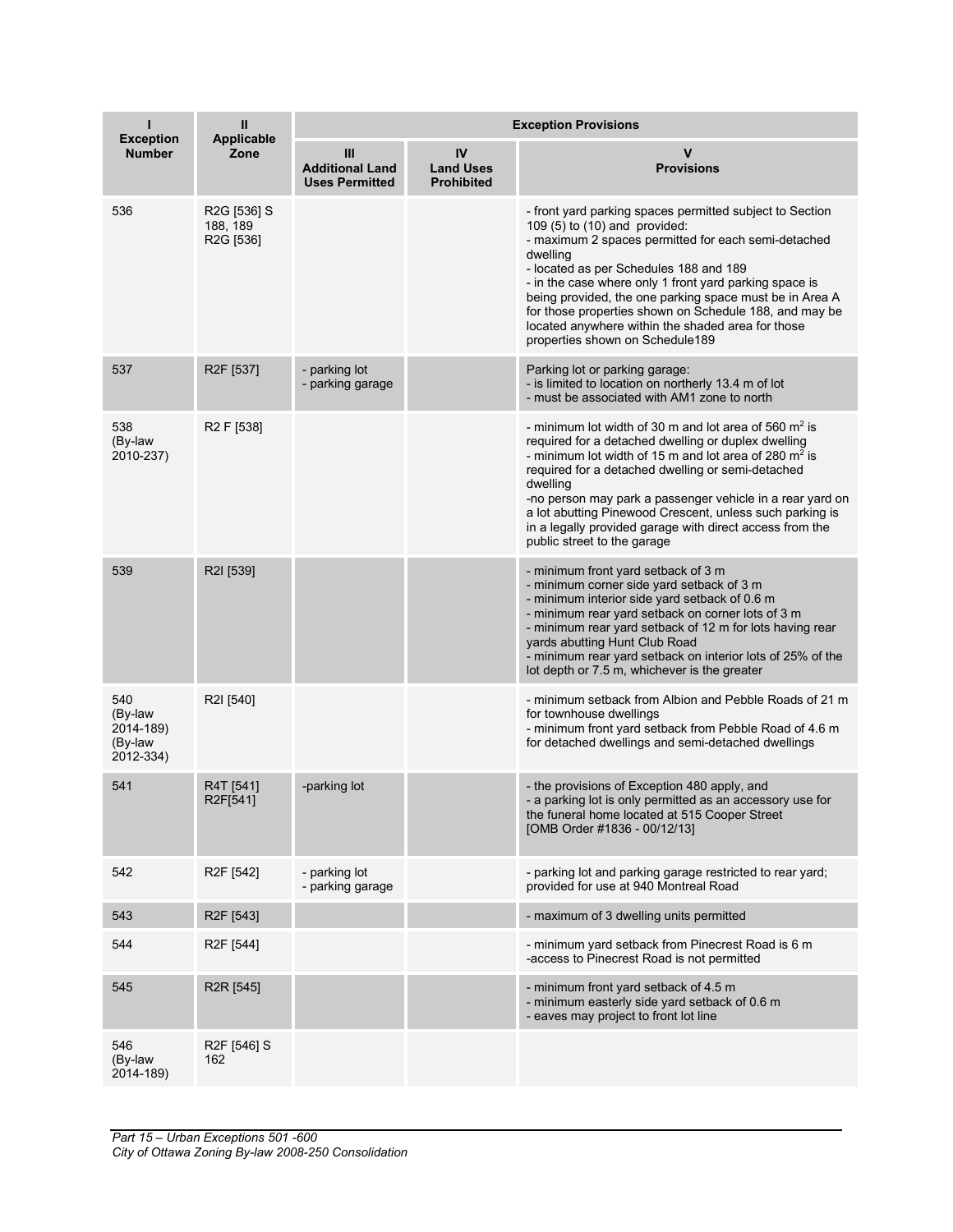| I<br>Exception Number | II<br>Applicable Zone | Exception Provisions | | |
|---|---|---|---|---|
| | | III<br>Additional Land Uses Permitted | IV<br>Land Uses Prohibited | V<br>Provisions |
| 536 | R2G [536] S 188, 189<br>R2G [536] | | | - front yard parking spaces permitted subject to Section 109 (5) to (10) and provided:<br>- maximum 2 spaces permitted for each semi-detached dwelling<br>- located as per Schedules 188 and 189<br>- in the case where only 1 front yard parking space is being provided, the one parking space must be in Area A for those properties shown on Schedule 188, and may be located anywhere within the shaded area for those properties shown on Schedule189 |
| 537 | R2F [537] | - parking lot<br>- parking garage | | Parking lot or parking garage:<br>- is limited to location on northerly 13.4 m of lot<br>- must be associated with AM1 zone to north |
| 538<br>(By-law 2010-237) | R2 F [538] | | | - minimum lot width of 30 m and lot area of 560 $m^2$ is required for a detached dwelling or duplex dwelling<br>- minimum lot width of 15 m and lot area of 280 $m^2$ is required for a detached dwelling or semi-detached dwelling<br>-no person may park a passenger vehicle in a rear yard on a lot abutting Pinewood Crescent, unless such parking is in a legally provided garage with direct access from the public street to the garage |
| 539 | R2I [539] | | | - minimum front yard setback of 3 m<br>- minimum corner side yard setback of 3 m<br>- minimum interior side yard setback of 0.6 m<br>- minimum rear yard setback on corner lots of 3 m<br>- minimum rear yard setback of 12 m for lots having rear yards abutting Hunt Club Road<br>- minimum rear yard setback on interior lots of 25% of the lot depth or 7.5 m, whichever is the greater |
| 540<br>(By-law 2014-189)<br>(By-law 2012-334) | R2I [540] | | | - minimum setback from Albion and Pebble Roads of 21 m for townhouse dwellings<br>- minimum front yard setback from Pebble Road of 4.6 m for detached dwellings and semi-detached dwellings |
| 541 | R4T [541]<br>R2F[541] | -parking lot | | - the provisions of Exception 480 apply, and<br>- a parking lot is only permitted as an accessory use for the funeral home located at 515 Cooper Street<br>[OMB Order #1836 - 00/12/13] |
| 542 | R2F [542] | - parking lot<br>- parking garage | | - parking lot and parking garage restricted to rear yard; provided for use at 940 Montreal Road |
| 543 | R2F [543] | | | - maximum of 3 dwelling units permitted |
| 544 | R2F [544] | | | - minimum yard setback from Pinecrest Road is 6 m<br>-access to Pinecrest Road is not permitted |
| 545 | R2R [545] | | | - minimum front yard setback of 4.5 m<br>- minimum easterly side yard setback of 0.6 m<br>- eaves may project to front lot line |
| 546<br>(By-law 2014-189) | R2F [546] S 162 | | | |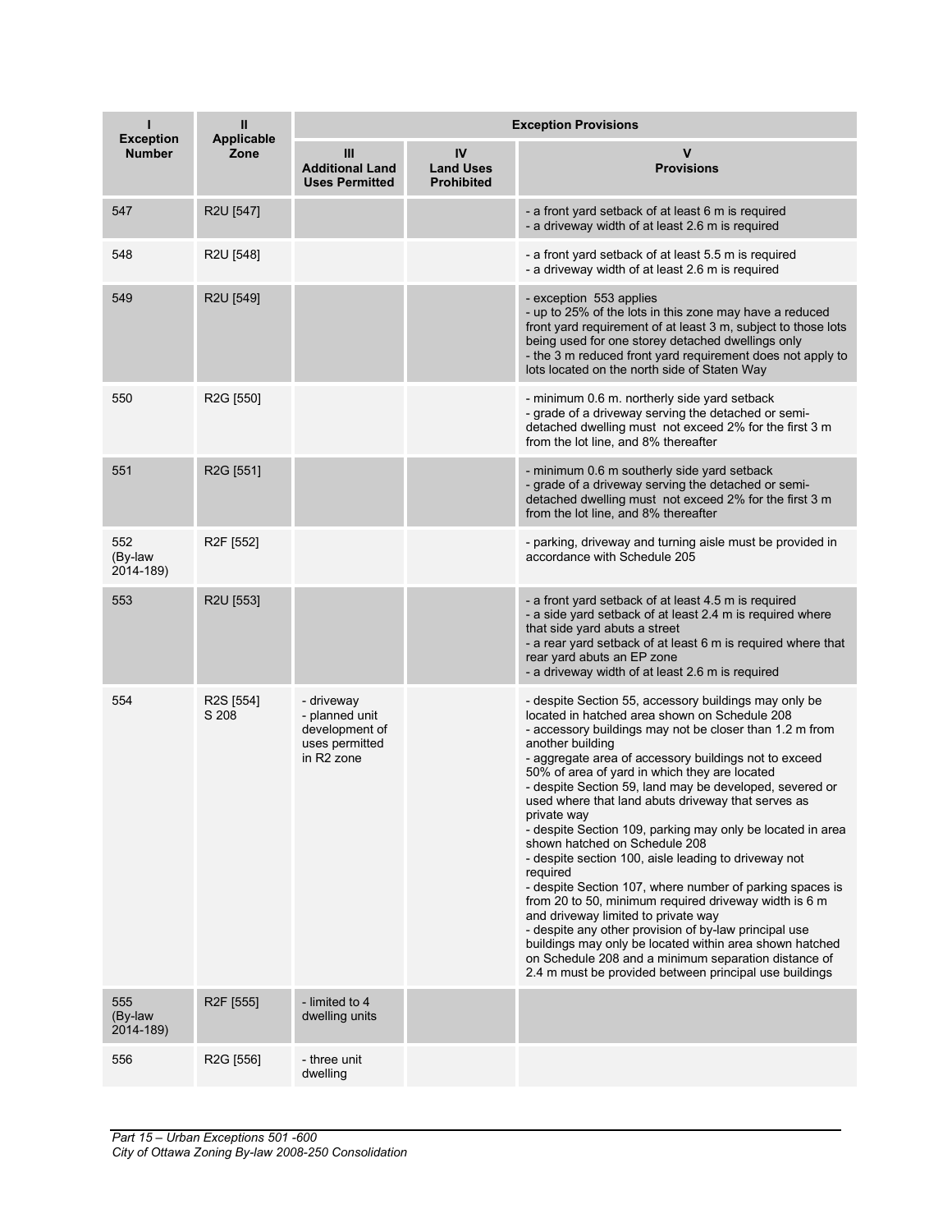| I<br>Exception Number | II<br>Applicable Zone | Exception Provisions | | |
|---|---|---|---|---|
| | | III<br>Additional Land Uses Permitted | IV<br>Land Uses Prohibited | V<br>Provisions |
| 547 | R2U [547] | | | - a front yard setback of at least 6 m is required<br>- a driveway width of at least 2.6 m is required |
| 548 | R2U [548] | | | - a front yard setback of at least 5.5 m is required<br>- a driveway width of at least 2.6 m is required |
| 549 | R2U [549] | | | - exception 553 applies<br>- up to 25% of the lots in this zone may have a reduced front yard requirement of at least 3 m, subject to those lots being used for one storey detached dwellings only<br>- the 3 m reduced front yard requirement does not apply to lots located on the north side of Staten Way |
| 550 | R2G [550] | | | - minimum 0.6 m. northerly side yard setback<br>- grade of a driveway serving the detached or semi-detached dwelling must not exceed 2% for the first 3 m from the lot line, and 8% thereafter |
| 551 | R2G [551] | | | - minimum 0.6 m southerly side yard setback<br>- grade of a driveway serving the detached or semi-detached dwelling must not exceed 2% for the first 3 m from the lot line, and 8% thereafter |
| 552 (By-law 2014-189) | R2F [552] | | | - parking, driveway and turning aisle must be provided in accordance with Schedule 205 |
| 553 | R2U [553] | | | - a front yard setback of at least 4.5 m is required<br>- a side yard setback of at least 2.4 m is required where that side yard abuts a street<br>- a rear yard setback of at least 6 m is required where that rear yard abuts an EP zone<br>- a driveway width of at least 2.6 m is required |
| 554 | R2S [554] S 208 | - driveway<br>- planned unit development of uses permitted in R2 zone | | - despite Section 55, accessory buildings may only be located in hatched area shown on Schedule 208<br>- accessory buildings may not be closer than 1.2 m from another building<br>- aggregate area of accessory buildings not to exceed 50% of area of yard in which they are located<br>- despite Section 59, land may be developed, severed or used where that land abuts driveway that serves as private way<br>- despite Section 109, parking may only be located in area shown hatched on Schedule 208<br>- despite section 100, aisle leading to driveway not required<br>- despite Section 107, where number of parking spaces is from 20 to 50, minimum required driveway width is 6 m and driveway limited to private way<br>- despite any other provision of by-law principal use buildings may only be located within area shown hatched on Schedule 208 and a minimum separation distance of 2.4 m must be provided between principal use buildings |
| 555 (By-law 2014-189) | R2F [555] | - limited to 4 dwelling units | | |
| 556 | R2G [556] | - three unit dwelling | | |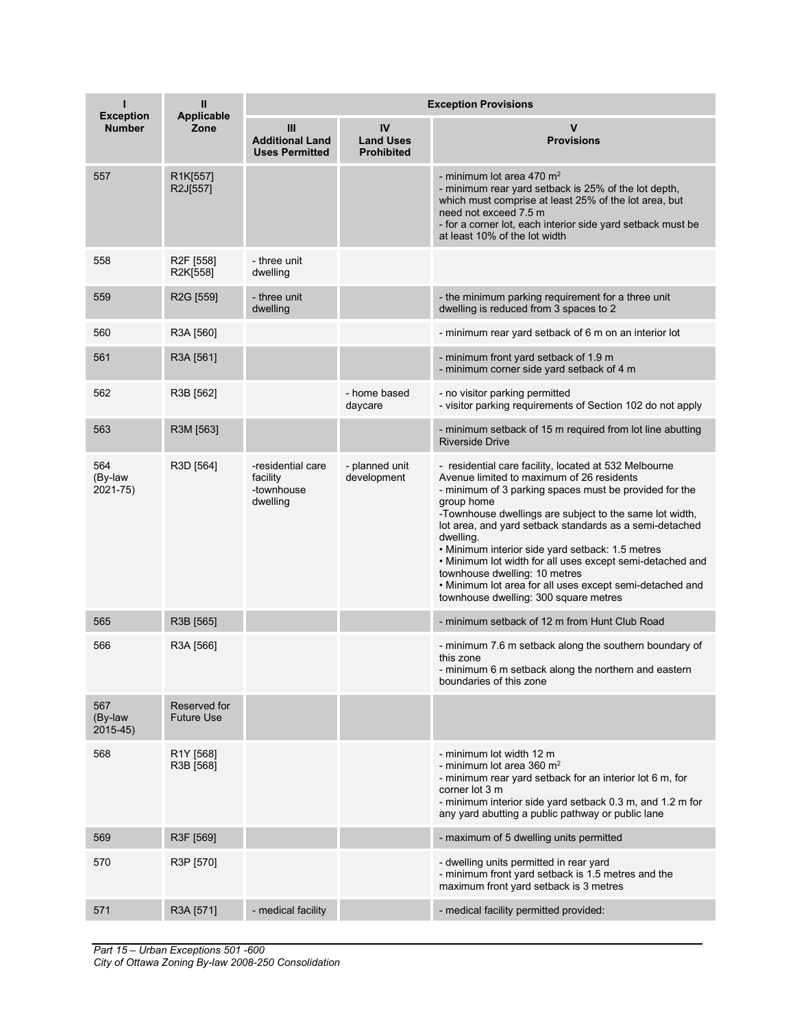| I<br>Exception Number | II<br>Applicable Zone | Exception Provisions | | |
|---|---|---|---|---|
| | | III<br>Additional Land Uses Permitted | IV<br>Land Uses Prohibited | V<br>Provisions |
| 557 | R1K[557]<br>R2J[557] | | | - minimum lot area 470 m²<br>- minimum rear yard setback is 25% of the lot depth, which must comprise at least 25% of the lot area, but need not exceed 7.5 m<br>- for a corner lot, each interior side yard setback must be at least 10% of the lot width |
| 558 | R2F [558]<br>R2K[558] | - three unit dwelling | | |
| 559 | R2G [559] | - three unit dwelling | | - the minimum parking requirement for a three unit dwelling is reduced from 3 spaces to 2 |
| 560 | R3A [560] | | | - minimum rear yard setback of 6 m on an interior lot |
| 561 | R3A [561] | | | - minimum front yard setback of 1.9 m<br>- minimum corner side yard setback of 4 m |
| 562 | R3B [562] | | - home based daycare | - no visitor parking permitted<br>- visitor parking requirements of Section 102 do not apply |
| 563 | R3M [563] | | | - minimum setback of 15 m required from lot line abutting Riverside Drive |
| 564<br>(By-law 2021-75) | R3D [564] | -residential care facility<br>-townhouse dwelling | - planned unit development | - residential care facility, located at 532 Melbourne Avenue limited to maximum of 26 residents<br>- minimum of 3 parking spaces must be provided for the group home<br>-Townhouse dwellings are subject to the same lot width, lot area, and yard setback standards as a semi-detached dwelling.<br>• Minimum interior side yard setback: 1.5 metres<br>• Minimum lot width for all uses except semi-detached and townhouse dwelling: 10 metres<br>• Minimum lot area for all uses except semi-detached and townhouse dwelling: 300 square metres |
| 565 | R3B [565] | | | - minimum setback of 12 m from Hunt Club Road |
| 566 | R3A [566] | | | - minimum 7.6 m setback along the southern boundary of this zone<br>- minimum 6 m setback along the northern and eastern boundaries of this zone |
| 567<br>(By-law 2015-45) | Reserved for Future Use | | | |
| 568 | R1Y [568]<br>R3B [568] | | | - minimum lot width 12 m<br>- minimum lot area 360 m²<br>- minimum rear yard setback for an interior lot 6 m, for corner lot 3 m<br>- minimum interior side yard setback 0.3 m, and 1.2 m for any yard abutting a public pathway or public lane |
| 569 | R3F [569] | | | - maximum of 5 dwelling units permitted |
| 570 | R3P [570] | | | - dwelling units permitted in rear yard<br>- minimum front yard setback is 1.5 metres and the maximum front yard setback is 3 metres |
| 571 | R3A [571] | - medical facility | | - medical facility permitted provided: |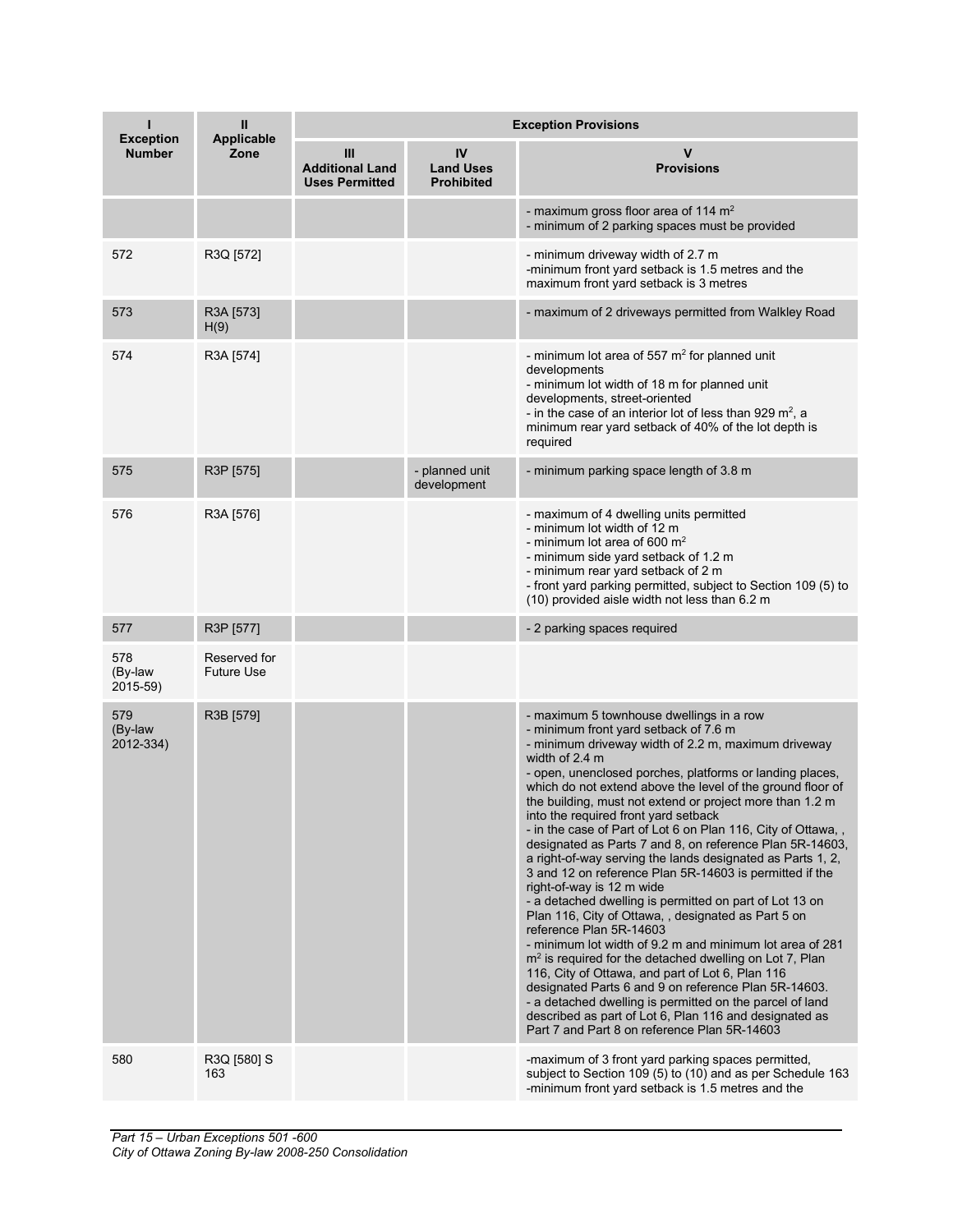| I<br>Exception Number | II<br>Applicable Zone | Exception Provisions | | |
|---|---|---|---|---|
| | | III<br>Additional Land Uses Permitted | IV<br>Land Uses Prohibited | V<br>Provisions |
| | | | | - maximum gross floor area of 114 m$^2$<br>- minimum of 2 parking spaces must be provided |
| 572 | R3Q [572] | | | - minimum driveway width of 2.7 m<br>-minimum front yard setback is 1.5 metres and the maximum front yard setback is 3 metres |
| 573 | R3A [573] H(9) | | | - maximum of 2 driveways permitted from Walkley Road |
| 574 | R3A [574] | | | - minimum lot area of 557 m$^2$ for planned unit developments<br>- minimum lot width of 18 m for planned unit developments, street-oriented<br>- in the case of an interior lot of less than 929 m$^2$, a minimum rear yard setback of 40% of the lot depth is required |
| 575 | R3P [575] | | - planned unit development | - minimum parking space length of 3.8 m |
| 576 | R3A [576] | | | - maximum of 4 dwelling units permitted<br>- minimum lot width of 12 m<br>- minimum lot area of 600 m$^2$<br>- minimum side yard setback of 1.2 m<br>- minimum rear yard setback of 2 m<br>- front yard parking permitted, subject to Section 109 (5) to (10) provided aisle width not less than 6.2 m |
| 577 | R3P [577] | | | - 2 parking spaces required |
| 578 (By-law 2015-59) | Reserved for Future Use | | | |
| 579 (By-law 2012-334) | R3B [579] | | | - maximum 5 townhouse dwellings in a row<br>- minimum front yard setback of 7.6 m<br>- minimum driveway width of 2.2 m, maximum driveway width of 2.4 m<br>- open, unenclosed porches, platforms or landing places, which do not extend above the level of the ground floor of the building, must not extend or project more than 1.2 m into the required front yard setback<br>- in the case of Part of Lot 6 on Plan 116, City of Ottawa, , designated as Parts 7 and 8, on reference Plan 5R-14603, a right-of-way serving the lands designated as Parts 1, 2, 3 and 12 on reference Plan 5R-14603 is permitted if the right-of-way is 12 m wide<br>- a detached dwelling is permitted on part of Lot 13 on Plan 116, City of Ottawa, , designated as Part 5 on reference Plan 5R-14603<br>- minimum lot width of 9.2 m and minimum lot area of 281 m$^2$ is required for the detached dwelling on Lot 7, Plan 116, City of Ottawa, and part of Lot 6, Plan 116 designated Parts 6 and 9 on reference Plan 5R-14603.<br>- a detached dwelling is permitted on the parcel of land described as part of Lot 6, Plan 116 and designated as Part 7 and Part 8 on reference Plan 5R-14603 |
| 580 | R3Q [580] S 163 | | | -maximum of 3 front yard parking spaces permitted, subject to Section 109 (5) to (10) and as per Schedule 163<br>-minimum front yard setback is 1.5 metres and the |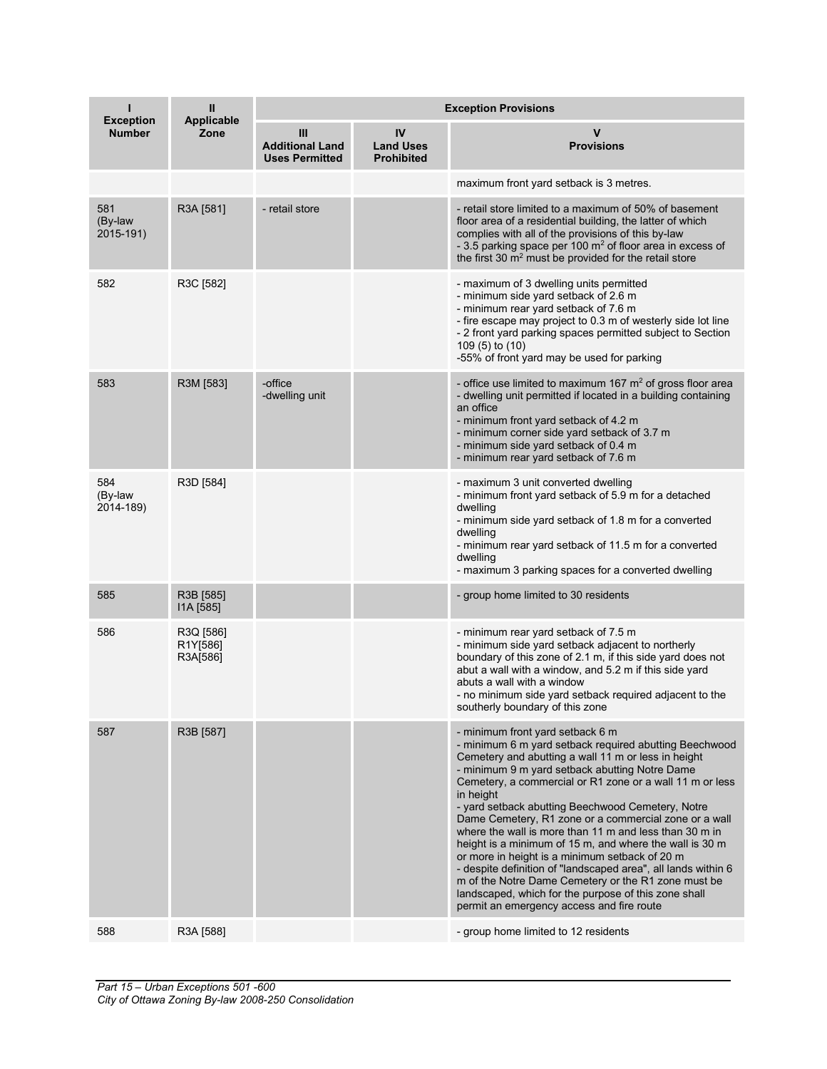| I<br>Exception Number | II<br>Applicable Zone | Exception Provisions | | |
|---|---|---|---|---|
| | | III<br>Additional Land Uses Permitted | IV<br>Land Uses Prohibited | V<br>Provisions |
| | | | | maximum front yard setback is 3 metres. |
| 581<br>(By-law 2015-191) | R3A [581] | - retail store | | - retail store limited to a maximum of 50% of basement floor area of a residential building, the latter of which complies with all of the provisions of this by-law<br>- 3.5 parking space per 100 $m^2$ of floor area in excess of the first 30 $m^2$ must be provided for the retail store |
| 582 | R3C [582] | | | - maximum of 3 dwelling units permitted<br>- minimum side yard setback of 2.6 m<br>- minimum rear yard setback of 7.6 m<br>- fire escape may project to 0.3 m of westerly side lot line<br>- 2 front yard parking spaces permitted subject to Section 109 (5) to (10)<br>-55% of front yard may be used for parking |
| 583 | R3M [583] | -office<br>-dwelling unit | | - office use limited to maximum 167 $m^2$ of gross floor area<br>- dwelling unit permitted if located in a building containing an office<br>- minimum front yard setback of 4.2 m<br>- minimum corner side yard setback of 3.7 m<br>- minimum side yard setback of 0.4 m<br>- minimum rear yard setback of 7.6 m |
| 584<br>(By-law 2014-189) | R3D [584] | | | - maximum 3 unit converted dwelling<br>- minimum front yard setback of 5.9 m for a detached dwelling<br>- minimum side yard setback of 1.8 m for a converted dwelling<br>- minimum rear yard setback of 11.5 m for a converted dwelling<br>- maximum 3 parking spaces for a converted dwelling |
| 585 | R3B [585]<br>I1A [585] | | | - group home limited to 30 residents |
| 586 | R3Q [586]<br>R1Y[586]<br>R3A[586] | | | - minimum rear yard setback of 7.5 m<br>- minimum side yard setback adjacent to northerly boundary of this zone of 2.1 m, if this side yard does not abut a wall with a window, and 5.2 m if this side yard abuts a wall with a window<br>- no minimum side yard setback required adjacent to the southerly boundary of this zone |
| 587 | R3B [587] | | | - minimum front yard setback 6 m<br>- minimum 6 m yard setback required abutting Beechwood Cemetery and abutting a wall 11 m or less in height<br>- minimum 9 m yard setback abutting Notre Dame Cemetery, a commercial or R1 zone or a wall 11 m or less in height<br>- yard setback abutting Beechwood Cemetery, Notre Dame Cemetery, R1 zone or a commercial zone or a wall where the wall is more than 11 m and less than 30 m in height is a minimum of 15 m, and where the wall is 30 m or more in height is a minimum setback of 20 m<br>- despite definition of "landscaped area", all lands within 6 m of the Notre Dame Cemetery or the R1 zone must be landscaped, which for the purpose of this zone shall permit an emergency access and fire route |
| 588 | R3A [588] | | | - group home limited to 12 residents |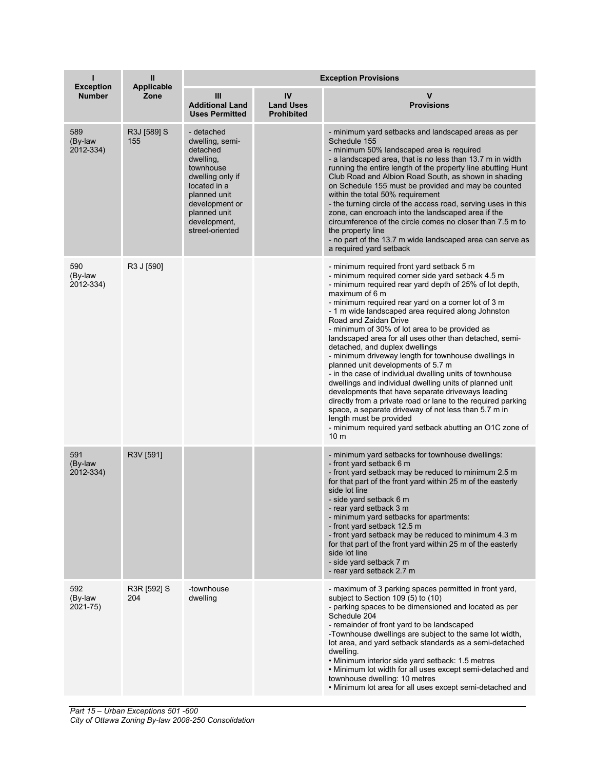| I Exception Number | II Applicable Zone | Exception Provisions | | |
|---|---|---|---|---|
| | | III Additional Land Uses Permitted | IV Land Uses Prohibited | V Provisions |
| 589 (By-law 2012-334) | R3J [589] S 155 | - detached dwelling, semi-detached dwelling, townhouse dwelling only if located in a planned unit development or planned unit development, street-oriented | | - minimum yard setbacks and landscaped areas as per Schedule 155<br>- minimum 50% landscaped area is required<br>- a landscaped area, that is no less than 13.7 m in width running the entire length of the property line abutting Hunt Club Road and Albion Road South, as shown in shading on Schedule 155 must be provided and may be counted within the total 50% requirement<br>- the turning circle of the access road, serving uses in this zone, can encroach into the landscaped area if the circumference of the circle comes no closer than 7.5 m to the property line<br>- no part of the 13.7 m wide landscaped area can serve as a required yard setback |
| 590 (By-law 2012-334) | R3 J [590] | | | - minimum required front yard setback 5 m<br>- minimum required corner side yard setback 4.5 m<br>- minimum required rear yard depth of 25% of lot depth, maximum of 6 m<br>- minimum required rear yard on a corner lot of 3 m<br>- 1 m wide landscaped area required along Johnston Road and Zaidan Drive<br>- minimum of 30% of lot area to be provided as landscaped area for all uses other than detached, semi-detached, and duplex dwellings<br>- minimum driveway length for townhouse dwellings in planned unit developments of 5.7 m<br>- in the case of individual dwelling units of townhouse dwellings and individual dwelling units of planned unit developments that have separate driveways leading directly from a private road or lane to the required parking space, a separate driveway of not less than 5.7 m in length must be provided<br>- minimum required yard setback abutting an O1C zone of 10 m |
| 591 (By-law 2012-334) | R3V [591] | | | - minimum yard setbacks for townhouse dwellings:<br>- front yard setback 6 m<br>- front yard setback may be reduced to minimum 2.5 m for that part of the front yard within 25 m of the easterly side lot line<br>- side yard setback 6 m<br>- rear yard setback 3 m<br>- minimum yard setbacks for apartments:<br>- front yard setback 12.5 m<br>- front yard setback may be reduced to minimum 4.3 m for that part of the front yard within 25 m of the easterly side lot line<br>- side yard setback 7 m<br>- rear yard setback 2.7 m |
| 592 (By-law 2021-75) | R3R [592] S 204 | -townhouse dwelling | | - maximum of 3 parking spaces permitted in front yard, subject to Section 109 (5) to (10)<br>- parking spaces to be dimensioned and located as per Schedule 204<br>- remainder of front yard to be landscaped<br>-Townhouse dwellings are subject to the same lot width, lot area, and yard setback standards as a semi-detached dwelling.<br>• Minimum interior side yard setback: 1.5 metres<br>• Minimum lot width for all uses except semi-detached and townhouse dwelling: 10 metres<br>• Minimum lot area for all uses except semi-detached and |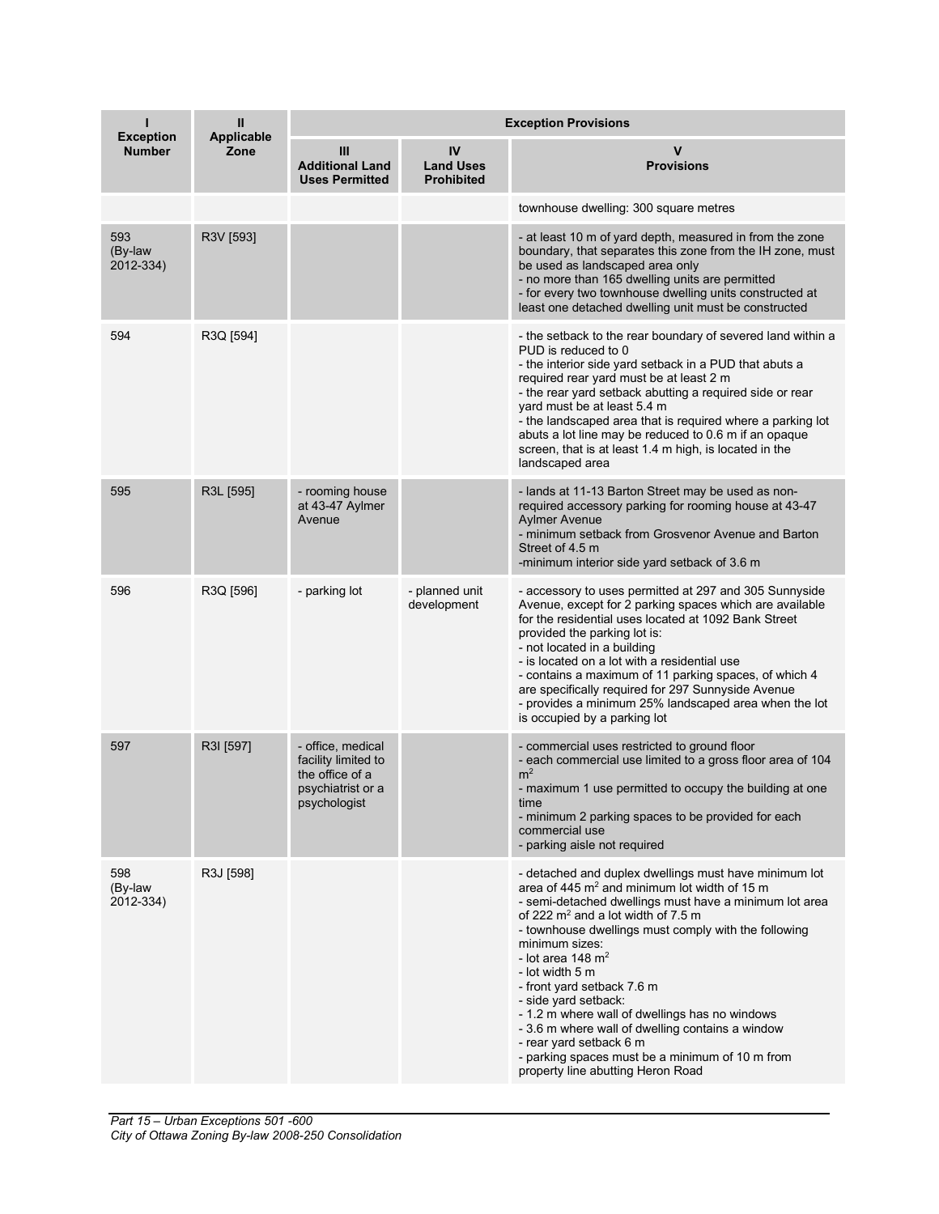| I<br>Exception Number | II<br>Applicable Zone | Exception Provisions | | |
|---|---|---|---|---|
| | | III<br>Additional Land Uses Permitted | IV<br>Land Uses Prohibited | V<br>Provisions |
| | | | | townhouse dwelling: 300 square metres |
| 593 (By-law 2012-334) | R3V [593] | | | - at least 10 m of yard depth, measured in from the zone boundary, that separates this zone from the IH zone, must be used as landscaped area only<br>- no more than 165 dwelling units are permitted<br>- for every two townhouse dwelling units constructed at least one detached dwelling unit must be constructed |
| 594 | R3Q [594] | | | - the setback to the rear boundary of severed land within a PUD is reduced to 0<br>- the interior side yard setback in a PUD that abuts a required rear yard must be at least 2 m<br>- the rear yard setback abutting a required side or rear yard must be at least 5.4 m<br>- the landscaped area that is required where a parking lot abuts a lot line may be reduced to 0.6 m if an opaque screen, that is at least 1.4 m high, is located in the landscaped area |
| 595 | R3L [595] | - rooming house at 43-47 Aylmer Avenue | | - lands at 11-13 Barton Street may be used as non-required accessory parking for rooming house at 43-47 Aylmer Avenue<br>- minimum setback from Grosvenor Avenue and Barton Street of 4.5 m<br>-minimum interior side yard setback of 3.6 m |
| 596 | R3Q [596] | - parking lot | - planned unit development | - accessory to uses permitted at 297 and 305 Sunnyside Avenue, except for 2 parking spaces which are available for the residential uses located at 1092 Bank Street provided the parking lot is:<br>- not located in a building<br>- is located on a lot with a residential use<br>- contains a maximum of 11 parking spaces, of which 4 are specifically required for 297 Sunnyside Avenue<br>- provides a minimum 25% landscaped area when the lot is occupied by a parking lot |
| 597 | R3I [597] | - office, medical facility limited to the office of a psychiatrist or a psychologist | | - commercial uses restricted to ground floor<br>- each commercial use limited to a gross floor area of 104 $m^2$<br>- maximum 1 use permitted to occupy the building at one time<br>- minimum 2 parking spaces to be provided for each commercial use<br>- parking aisle not required |
| 598 (By-law 2012-334) | R3J [598] | | | - detached and duplex dwellings must have minimum lot area of 445 $m^2$ and minimum lot width of 15 m<br>- semi-detached dwellings must have a minimum lot area of 222 $m^2$ and a lot width of 7.5 m<br>- townhouse dwellings must comply with the following minimum sizes:<br>- lot area 148 $m^2$<br>- lot width 5 m<br>- front yard setback 7.6 m<br>- side yard setback:<br>- 1.2 m where wall of dwellings has no windows<br>- 3.6 m where wall of dwelling contains a window<br>- rear yard setback 6 m<br>- parking spaces must be a minimum of 10 m from property line abutting Heron Road |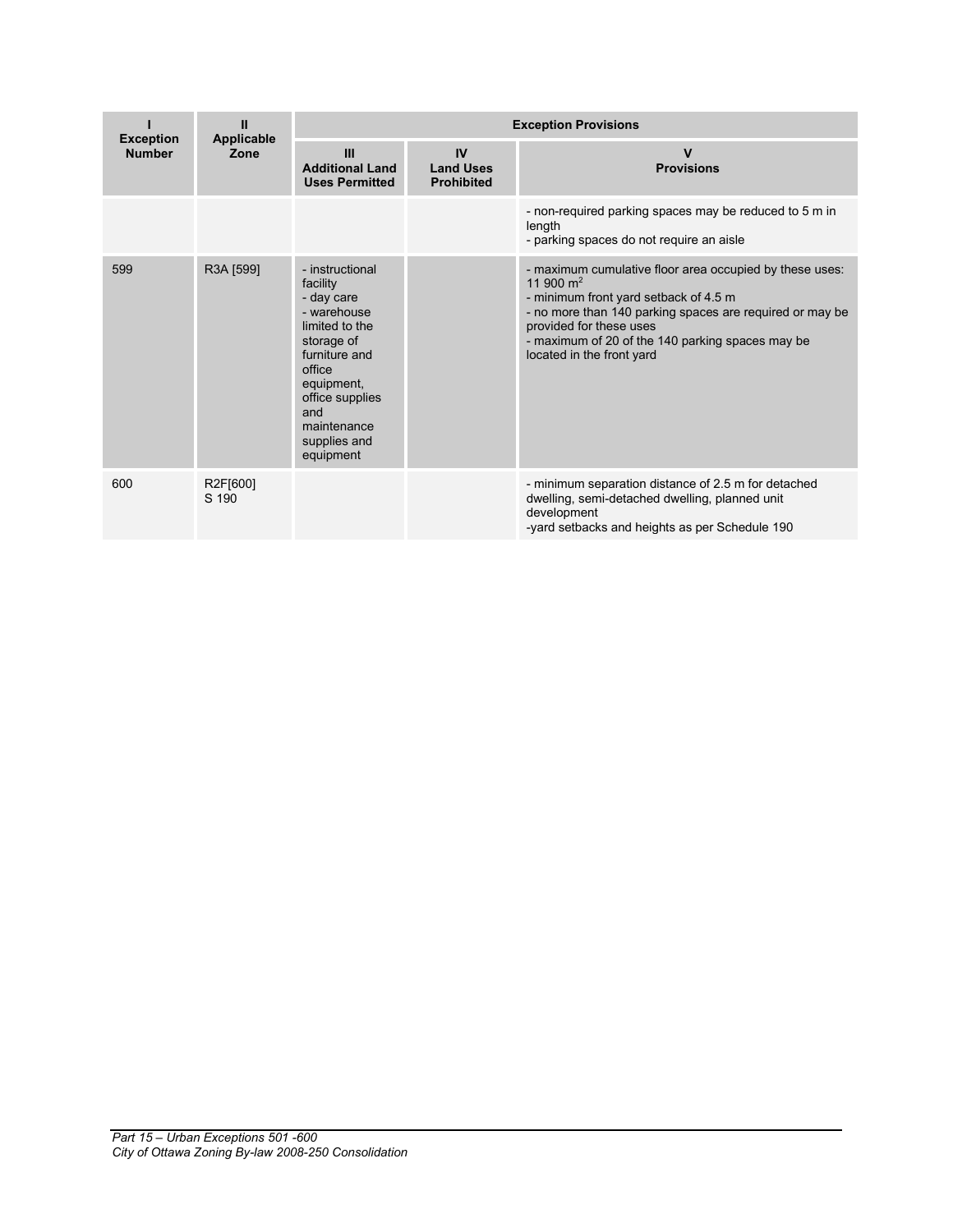| I Exception Number | II Applicable Zone | Exception Provisions | | |
|---|---|---|---|---|
| | | III Additional Land Uses Permitted | IV Land Uses Prohibited | V Provisions |
| | | | | - non-required parking spaces may be reduced to 5 m in length<br>- parking spaces do not require an aisle |
| 599 | R3A [599] | - instructional facility<br>- day care<br>- warehouse limited to the storage of furniture and office equipment, office supplies and maintenance supplies and equipment | | - maximum cumulative floor area occupied by these uses: 11 900 $m^2$<br>- minimum front yard setback of 4.5 m<br>- no more than 140 parking spaces are required or may be provided for these uses<br>- maximum of 20 of the 140 parking spaces may be located in the front yard |
| 600 | R2F[600] S 190 | | | - minimum separation distance of 2.5 m for detached dwelling, semi-detached dwelling, planned unit development<br>-yard setbacks and heights as per Schedule 190 |